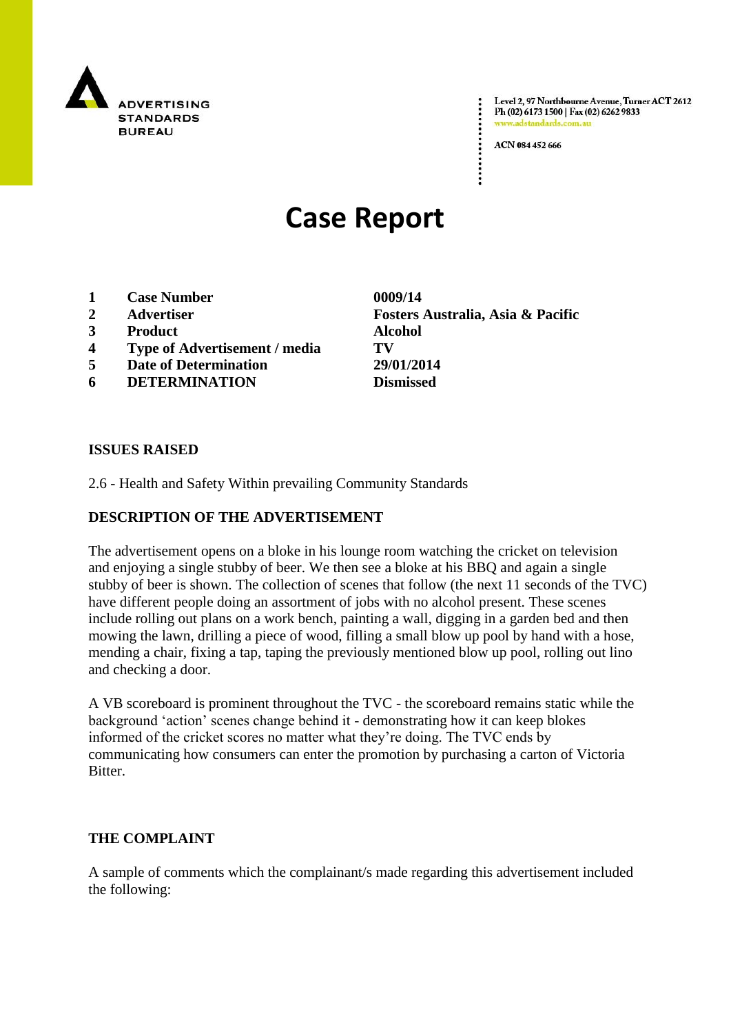ADVERTISING STANDARDS BUREAU

Level 2, 97 Northbourne Avenue, Turner ACT 2612
Ph (02) 6173 1500 | Fax (02) 6262 9833
www.adstandards.com.au

ACN 084 452 666

# Case Report

| | | |
|---|---|---|
| 1 | **Case Number** | **0009/14** |
| 2 | **Advertiser** | **Fosters Australia, Asia & Pacific** |
| 3 | **Product** | **Alcohol** |
| 4 | **Type of Advertisement / media** | **TV** |
| 5 | **Date of Determination** | **29/01/2014** |
| 6 | **DETERMINATION** | **Dismissed** |

## ISSUES RAISED

2.6 - Health and Safety Within prevailing Community Standards

## DESCRIPTION OF THE ADVERTISEMENT

The advertisement opens on a bloke in his lounge room watching the cricket on television and enjoying a single stubby of beer. We then see a bloke at his BBQ and again a single stubby of beer is shown. The collection of scenes that follow (the next 11 seconds of the TVC) have different people doing an assortment of jobs with no alcohol present. These scenes include rolling out plans on a work bench, painting a wall, digging in a garden bed and then mowing the lawn, drilling a piece of wood, filling a small blow up pool by hand with a hose, mending a chair, fixing a tap, taping the previously mentioned blow up pool, rolling out lino and checking a door.

A VB scoreboard is prominent throughout the TVC - the scoreboard remains static while the background 'action' scenes change behind it - demonstrating how it can keep blokes informed of the cricket scores no matter what they're doing. The TVC ends by communicating how consumers can enter the promotion by purchasing a carton of Victoria Bitter.

## THE COMPLAINT

A sample of comments which the complainant/s made regarding this advertisement included the following: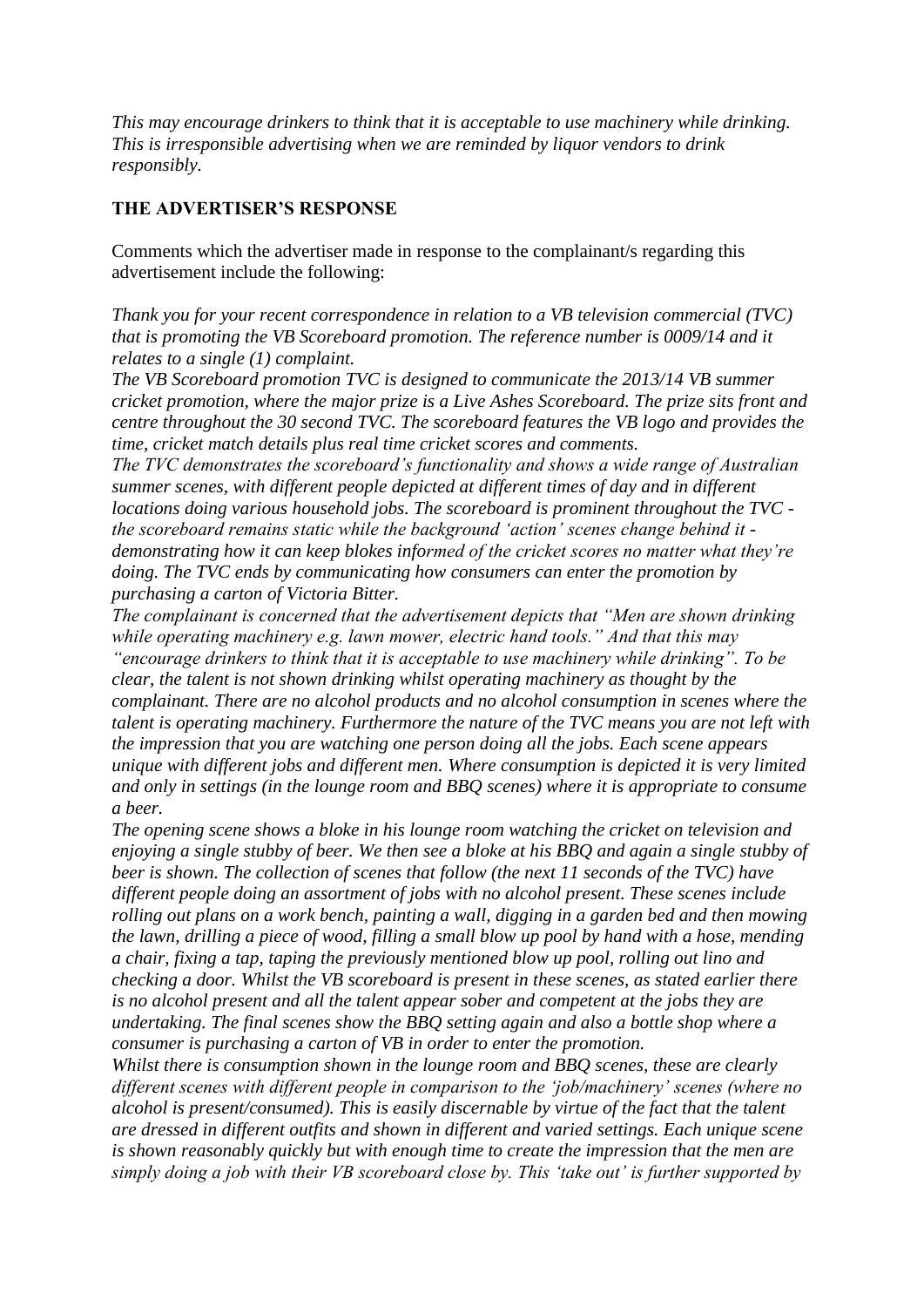*This may encourage drinkers to think that it is acceptable to use machinery while drinking. This is irresponsible advertising when we are reminded by liquor vendors to drink responsibly.*

**THE ADVERTISER'S RESPONSE**

Comments which the advertiser made in response to the complainant/s regarding this advertisement include the following:

*Thank you for your recent correspondence in relation to a VB television commercial (TVC) that is promoting the VB Scoreboard promotion. The reference number is 0009/14 and it relates to a single (1) complaint.*

*The VB Scoreboard promotion TVC is designed to communicate the 2013/14 VB summer cricket promotion, where the major prize is a Live Ashes Scoreboard. The prize sits front and centre throughout the 30 second TVC. The scoreboard features the VB logo and provides the time, cricket match details plus real time cricket scores and comments.*

*The TVC demonstrates the scoreboard's functionality and shows a wide range of Australian summer scenes, with different people depicted at different times of day and in different locations doing various household jobs. The scoreboard is prominent throughout the TVC - the scoreboard remains static while the background 'action' scenes change behind it - demonstrating how it can keep blokes informed of the cricket scores no matter what they're doing. The TVC ends by communicating how consumers can enter the promotion by purchasing a carton of Victoria Bitter.*

*The complainant is concerned that the advertisement depicts that "Men are shown drinking while operating machinery e.g. lawn mower, electric hand tools." And that this may "encourage drinkers to think that it is acceptable to use machinery while drinking". To be clear, the talent is not shown drinking whilst operating machinery as thought by the complainant. There are no alcohol products and no alcohol consumption in scenes where the talent is operating machinery. Furthermore the nature of the TVC means you are not left with the impression that you are watching one person doing all the jobs. Each scene appears unique with different jobs and different men. Where consumption is depicted it is very limited and only in settings (in the lounge room and BBQ scenes) where it is appropriate to consume a beer.*

*The opening scene shows a bloke in his lounge room watching the cricket on television and enjoying a single stubby of beer. We then see a bloke at his BBQ and again a single stubby of beer is shown. The collection of scenes that follow (the next 11 seconds of the TVC) have different people doing an assortment of jobs with no alcohol present. These scenes include rolling out plans on a work bench, painting a wall, digging in a garden bed and then mowing the lawn, drilling a piece of wood, filling a small blow up pool by hand with a hose, mending a chair, fixing a tap, taping the previously mentioned blow up pool, rolling out lino and checking a door. Whilst the VB scoreboard is present in these scenes, as stated earlier there is no alcohol present and all the talent appear sober and competent at the jobs they are undertaking. The final scenes show the BBQ setting again and also a bottle shop where a consumer is purchasing a carton of VB in order to enter the promotion.*

*Whilst there is consumption shown in the lounge room and BBQ scenes, these are clearly different scenes with different people in comparison to the 'job/machinery' scenes (where no alcohol is present/consumed). This is easily discernable by virtue of the fact that the talent are dressed in different outfits and shown in different and varied settings. Each unique scene is shown reasonably quickly but with enough time to create the impression that the men are simply doing a job with their VB scoreboard close by. This 'take out' is further supported by*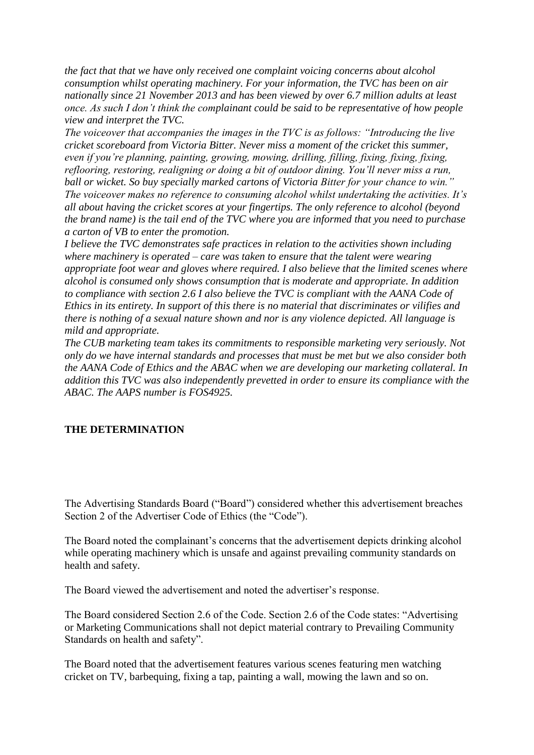*the fact that that we have only received one complaint voicing concerns about alcohol consumption whilst operating machinery. For your information, the TVC has been on air nationally since 21 November 2013 and has been viewed by over 6.7 million adults at least once. As such I don't think the complainant could be said to be representative of how people view and interpret the TVC.*

*The voiceover that accompanies the images in the TVC is as follows: "Introducing the live cricket scoreboard from Victoria Bitter. Never miss a moment of the cricket this summer, even if you're planning, painting, growing, mowing, drilling, filling, fixing, fixing, fixing, reflooring, restoring, realigning or doing a bit of outdoor dining. You'll never miss a run, ball or wicket. So buy specially marked cartons of Victoria Bitter for your chance to win."*

*The voiceover makes no reference to consuming alcohol whilst undertaking the activities. It's all about having the cricket scores at your fingertips. The only reference to alcohol (beyond the brand name) is the tail end of the TVC where you are informed that you need to purchase a carton of VB to enter the promotion.*

*I believe the TVC demonstrates safe practices in relation to the activities shown including where machinery is operated – care was taken to ensure that the talent were wearing appropriate foot wear and gloves where required. I also believe that the limited scenes where alcohol is consumed only shows consumption that is moderate and appropriate. In addition to compliance with section 2.6 I also believe the TVC is compliant with the AANA Code of Ethics in its entirety. In support of this there is no material that discriminates or vilifies and there is nothing of a sexual nature shown and nor is any violence depicted. All language is mild and appropriate.*

*The CUB marketing team takes its commitments to responsible marketing very seriously. Not only do we have internal standards and processes that must be met but we also consider both the AANA Code of Ethics and the ABAC when we are developing our marketing collateral. In addition this TVC was also independently prevetted in order to ensure its compliance with the ABAC. The AAPS number is FOS4925.*

**THE DETERMINATION**

The Advertising Standards Board ("Board") considered whether this advertisement breaches Section 2 of the Advertiser Code of Ethics (the "Code").

The Board noted the complainant's concerns that the advertisement depicts drinking alcohol while operating machinery which is unsafe and against prevailing community standards on health and safety.

The Board viewed the advertisement and noted the advertiser's response.

The Board considered Section 2.6 of the Code. Section 2.6 of the Code states: "Advertising or Marketing Communications shall not depict material contrary to Prevailing Community Standards on health and safety".

The Board noted that the advertisement features various scenes featuring men watching cricket on TV, barbequing, fixing a tap, painting a wall, mowing the lawn and so on.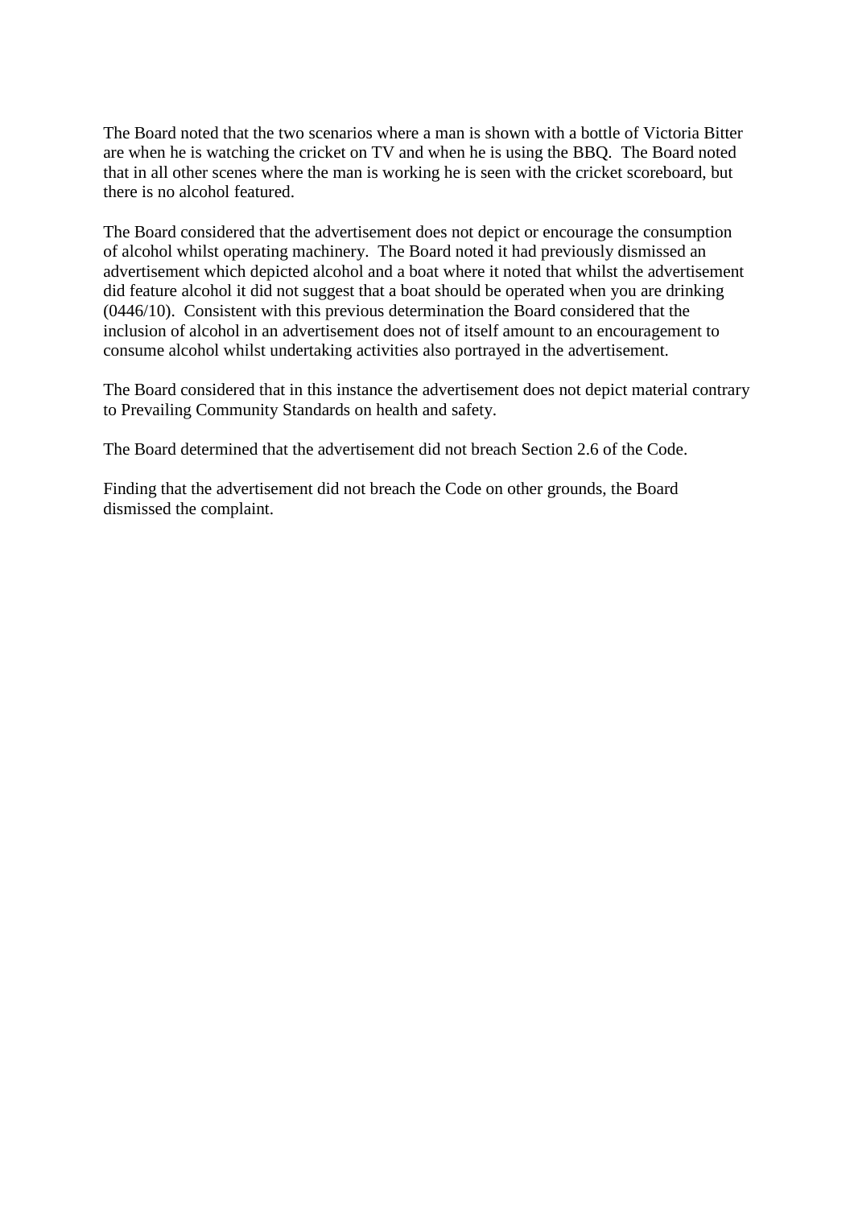The Board noted that the two scenarios where a man is shown with a bottle of Victoria Bitter are when he is watching the cricket on TV and when he is using the BBQ. The Board noted that in all other scenes where the man is working he is seen with the cricket scoreboard, but there is no alcohol featured.

The Board considered that the advertisement does not depict or encourage the consumption of alcohol whilst operating machinery. The Board noted it had previously dismissed an advertisement which depicted alcohol and a boat where it noted that whilst the advertisement did feature alcohol it did not suggest that a boat should be operated when you are drinking (0446/10). Consistent with this previous determination the Board considered that the inclusion of alcohol in an advertisement does not of itself amount to an encouragement to consume alcohol whilst undertaking activities also portrayed in the advertisement.

The Board considered that in this instance the advertisement does not depict material contrary to Prevailing Community Standards on health and safety.

The Board determined that the advertisement did not breach Section 2.6 of the Code.

Finding that the advertisement did not breach the Code on other grounds, the Board dismissed the complaint.